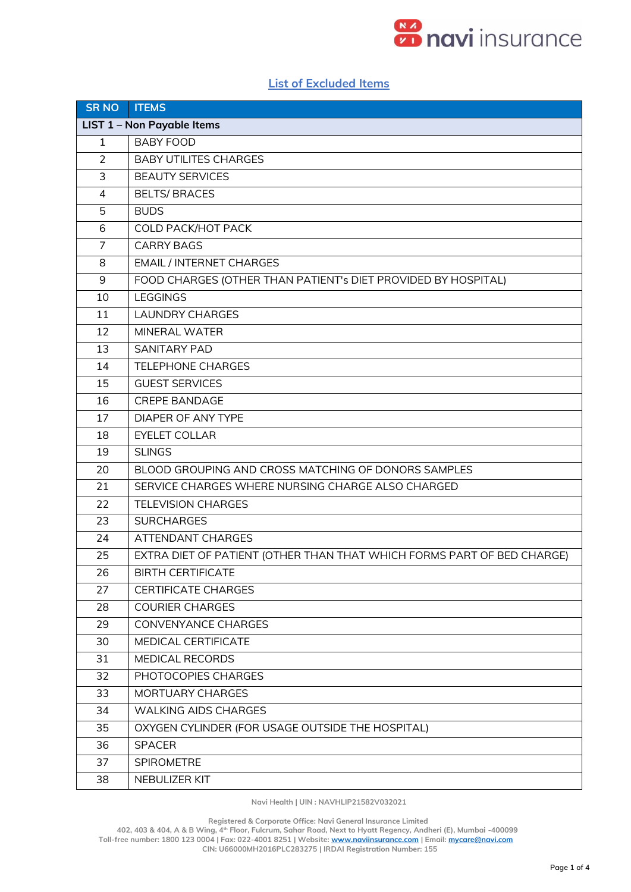## List of Excluded Items

| SR NO | ITEMS |
|---|---|
| **LIST 1 – Non Payable Items** | |
| 1 | BABY FOOD |
| 2 | BABY UTILITES CHARGES |
| 3 | BEAUTY SERVICES |
| 4 | BELTS/ BRACES |
| 5 | BUDS |
| 6 | COLD PACK/HOT PACK |
| 7 | CARRY BAGS |
| 8 | EMAIL / INTERNET CHARGES |
| 9 | FOOD CHARGES (OTHER THAN PATIENT's DIET PROVIDED BY HOSPITAL) |
| 10 | LEGGINGS |
| 11 | LAUNDRY CHARGES |
| 12 | MINERAL WATER |
| 13 | SANITARY PAD |
| 14 | TELEPHONE CHARGES |
| 15 | GUEST SERVICES |
| 16 | CREPE BANDAGE |
| 17 | DIAPER OF ANY TYPE |
| 18 | EYELET COLLAR |
| 19 | SLINGS |
| 20 | BLOOD GROUPING AND CROSS MATCHING OF DONORS SAMPLES |
| 21 | SERVICE CHARGES WHERE NURSING CHARGE ALSO CHARGED |
| 22 | TELEVISION CHARGES |
| 23 | SURCHARGES |
| 24 | ATTENDANT CHARGES |
| 25 | EXTRA DIET OF PATIENT (OTHER THAN THAT WHICH FORMS PART OF BED CHARGE) |
| 26 | BIRTH CERTIFICATE |
| 27 | CERTIFICATE CHARGES |
| 28 | COURIER CHARGES |
| 29 | CONVENYANCE CHARGES |
| 30 | MEDICAL CERTIFICATE |
| 31 | MEDICAL RECORDS |
| 32 | PHOTOCOPIES CHARGES |
| 33 | MORTUARY CHARGES |
| 34 | WALKING AIDS CHARGES |
| 35 | OXYGEN CYLINDER (FOR USAGE OUTSIDE THE HOSPITAL) |
| 36 | SPACER |
| 37 | SPIROMETRE |
| 38 | NEBULIZER KIT |

Navi Health | UIN : NAVHLIP21582V032021

Registered & Corporate Office: Navi General Insurance Limited
402, 403 & 404, A & B Wing, 4th Floor, Fulcrum, Sahar Road, Next to Hyatt Regency, Andheri (E), Mumbai -400099
Toll-free number: 1800 123 0004 | Fax: 022-4001 8251 | Website: www.naviinsurance.com | Email: mycare@navi.com
CIN: U66000MH2016PLC283275 | IRDAI Registration Number: 155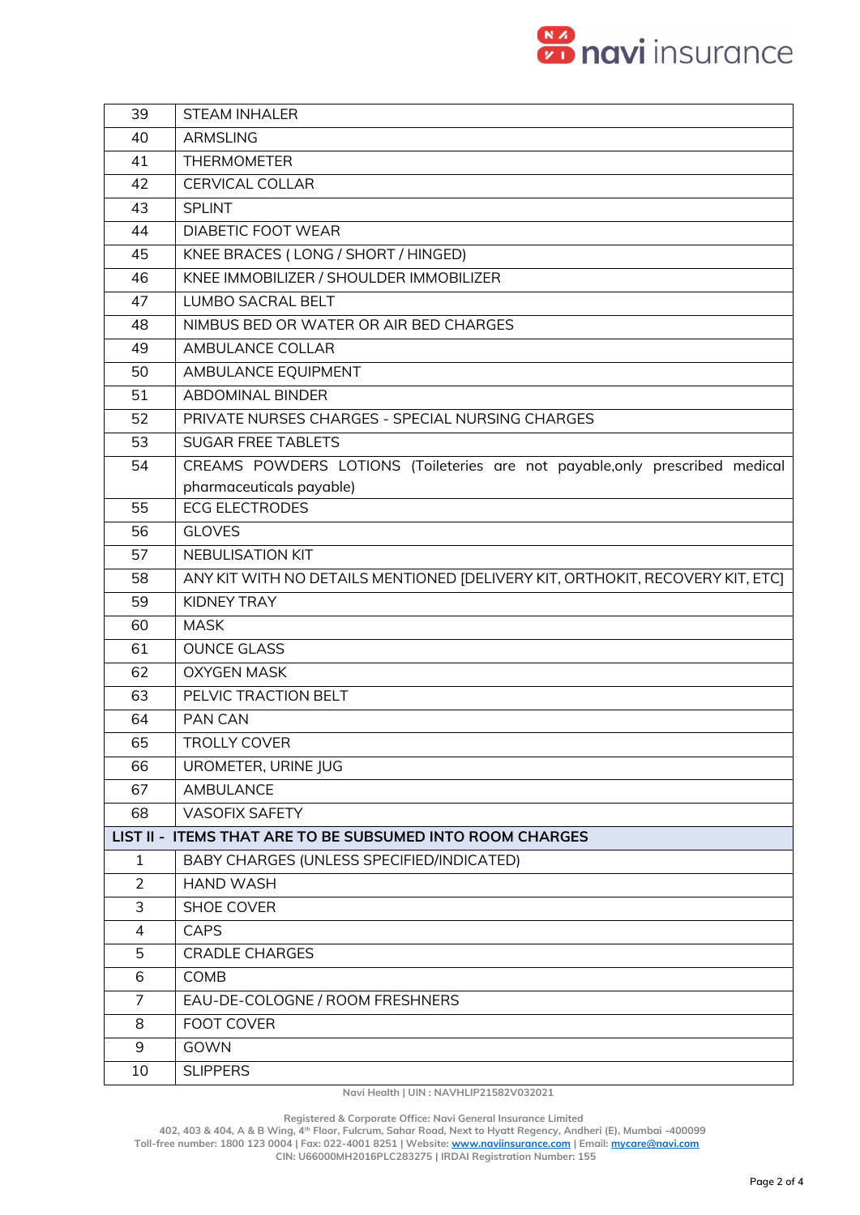| | |
|---|---|
| 39 | STEAM INHALER |
| 40 | ARMSLING |
| 41 | THERMOMETER |
| 42 | CERVICAL COLLAR |
| 43 | SPLINT |
| 44 | DIABETIC FOOT WEAR |
| 45 | KNEE BRACES ( LONG / SHORT / HINGED) |
| 46 | KNEE IMMOBILIZER / SHOULDER IMMOBILIZER |
| 47 | LUMBO SACRAL BELT |
| 48 | NIMBUS BED OR WATER OR AIR BED CHARGES |
| 49 | AMBULANCE COLLAR |
| 50 | AMBULANCE EQUIPMENT |
| 51 | ABDOMINAL BINDER |
| 52 | PRIVATE NURSES CHARGES - SPECIAL NURSING CHARGES |
| 53 | SUGAR FREE TABLETS |
| 54 | CREAMS POWDERS LOTIONS (Toileteries are not payable,only prescribed medical pharmaceuticals payable) |
| 55 | ECG ELECTRODES |
| 56 | GLOVES |
| 57 | NEBULISATION KIT |
| 58 | ANY KIT WITH NO DETAILS MENTIONED [DELIVERY KIT, ORTHOKIT, RECOVERY KIT, ETC] |
| 59 | KIDNEY TRAY |
| 60 | MASK |
| 61 | OUNCE GLASS |
| 62 | OXYGEN MASK |
| 63 | PELVIC TRACTION BELT |
| 64 | PAN CAN |
| 65 | TROLLY COVER |
| 66 | UROMETER, URINE JUG |
| 67 | AMBULANCE |
| 68 | VASOFIX SAFETY |
| **LIST II - ITEMS THAT ARE TO BE SUBSUMED INTO ROOM CHARGES** | |
| 1 | BABY CHARGES (UNLESS SPECIFIED/INDICATED) |
| 2 | HAND WASH |
| 3 | SHOE COVER |
| 4 | CAPS |
| 5 | CRADLE CHARGES |
| 6 | COMB |
| 7 | EAU-DE-COLOGNE / ROOM FRESHNERS |
| 8 | FOOT COVER |
| 9 | GOWN |
| 10 | SLIPPERS |

Navi Health | UIN : NAVHLIP21582V032021

Registered & Corporate Office: Navi General Insurance Limited
402, 403 & 404, A & B Wing, 4th Floor, Fulcrum, Sahar Road, Next to Hyatt Regency, Andheri (E), Mumbai -400099
Toll-free number: 1800 123 0004 | Fax: 022-4001 8251 | Website: www.naviinsurance.com | Email: mycare@navi.com
CIN: U66000MH2016PLC283275 | IRDAI Registration Number: 155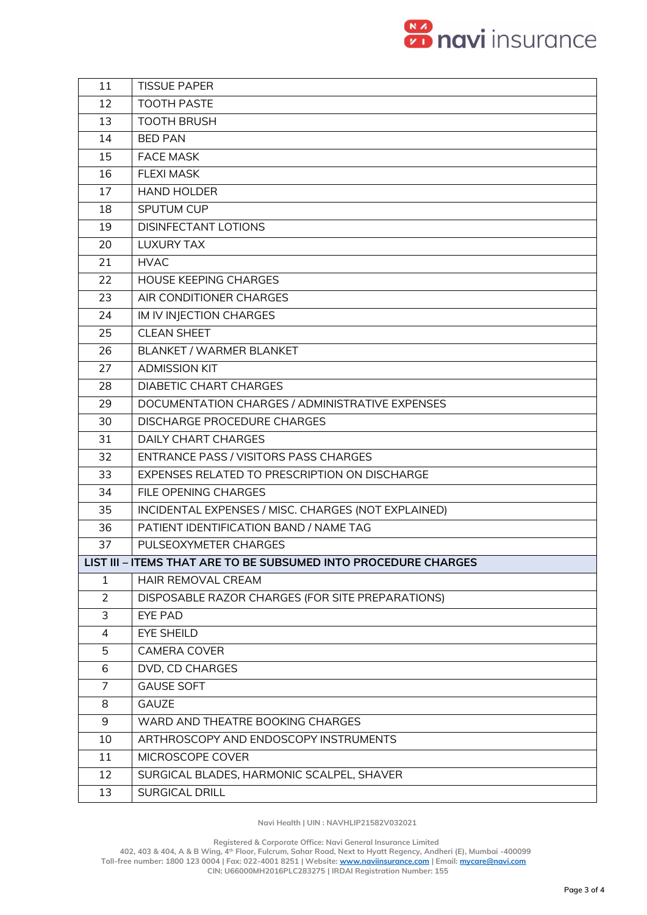| | |
|---|---|
| 11 | TISSUE PAPER |
| 12 | TOOTH PASTE |
| 13 | TOOTH BRUSH |
| 14 | BED PAN |
| 15 | FACE MASK |
| 16 | FLEXI MASK |
| 17 | HAND HOLDER |
| 18 | SPUTUM CUP |
| 19 | DISINFECTANT LOTIONS |
| 20 | LUXURY TAX |
| 21 | HVAC |
| 22 | HOUSE KEEPING CHARGES |
| 23 | AIR CONDITIONER CHARGES |
| 24 | IM IV INJECTION CHARGES |
| 25 | CLEAN SHEET |
| 26 | BLANKET / WARMER BLANKET |
| 27 | ADMISSION KIT |
| 28 | DIABETIC CHART CHARGES |
| 29 | DOCUMENTATION CHARGES / ADMINISTRATIVE EXPENSES |
| 30 | DISCHARGE PROCEDURE CHARGES |
| 31 | DAILY CHART CHARGES |
| 32 | ENTRANCE PASS / VISITORS PASS CHARGES |
| 33 | EXPENSES RELATED TO PRESCRIPTION ON DISCHARGE |
| 34 | FILE OPENING CHARGES |
| 35 | INCIDENTAL EXPENSES / MISC. CHARGES (NOT EXPLAINED) |
| 36 | PATIENT IDENTIFICATION BAND / NAME TAG |
| 37 | PULSEOXYMETER CHARGES |
| **LIST III – ITEMS THAT ARE TO BE SUBSUMED INTO PROCEDURE CHARGES** | |
| 1 | HAIR REMOVAL CREAM |
| 2 | DISPOSABLE RAZOR CHARGES (FOR SITE PREPARATIONS) |
| 3 | EYE PAD |
| 4 | EYE SHEILD |
| 5 | CAMERA COVER |
| 6 | DVD, CD CHARGES |
| 7 | GAUSE SOFT |
| 8 | GAUZE |
| 9 | WARD AND THEATRE BOOKING CHARGES |
| 10 | ARTHROSCOPY AND ENDOSCOPY INSTRUMENTS |
| 11 | MICROSCOPE COVER |
| 12 | SURGICAL BLADES, HARMONIC SCALPEL, SHAVER |
| 13 | SURGICAL DRILL |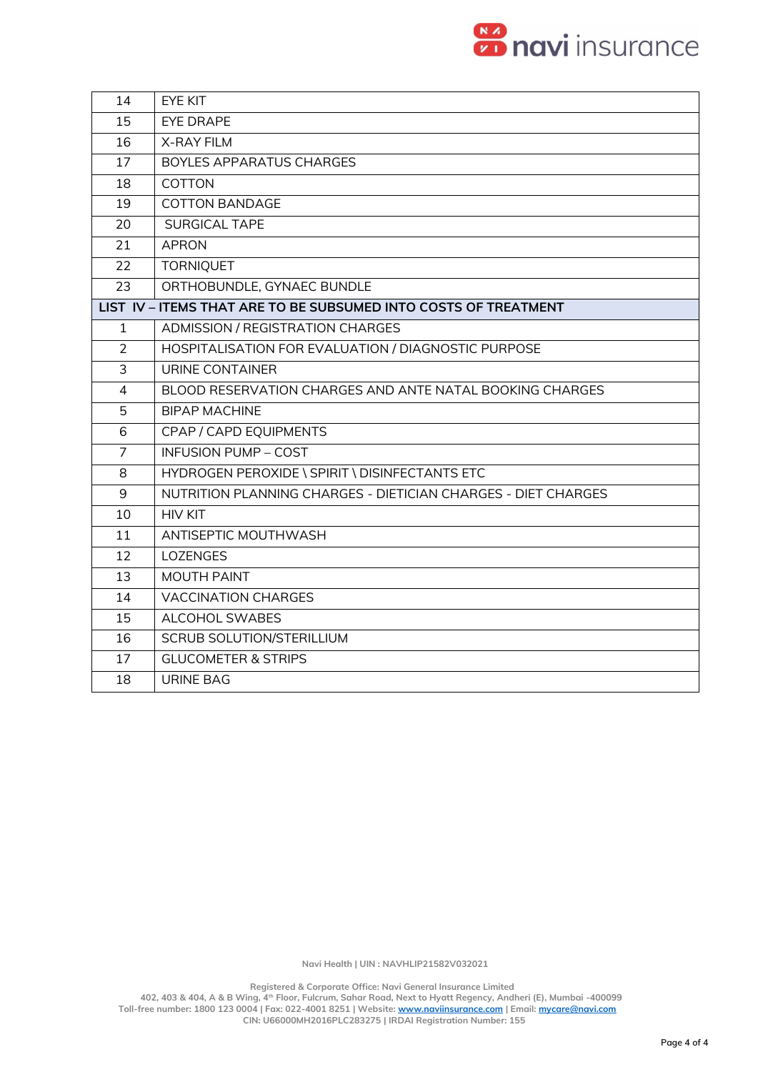| | |
|---|---|
| 14 | EYE KIT |
| 15 | EYE DRAPE |
| 16 | X-RAY FILM |
| 17 | BOYLES APPARATUS CHARGES |
| 18 | COTTON |
| 19 | COTTON BANDAGE |
| 20 | SURGICAL TAPE |
| 21 | APRON |
| 22 | TORNIQUET |
| 23 | ORTHOBUNDLE, GYNAEC BUNDLE |
| **LIST IV – ITEMS THAT ARE TO BE SUBSUMED INTO COSTS OF TREATMENT** | |
| 1 | ADMISSION / REGISTRATION CHARGES |
| 2 | HOSPITALISATION FOR EVALUATION / DIAGNOSTIC PURPOSE |
| 3 | URINE CONTAINER |
| 4 | BLOOD RESERVATION CHARGES AND ANTE NATAL BOOKING CHARGES |
| 5 | BIPAP MACHINE |
| 6 | CPAP / CAPD EQUIPMENTS |
| 7 | INFUSION PUMP – COST |
| 8 | HYDROGEN PEROXIDE \ SPIRIT \ DISINFECTANTS ETC |
| 9 | NUTRITION PLANNING CHARGES - DIETICIAN CHARGES - DIET CHARGES |
| 10 | HIV KIT |
| 11 | ANTISEPTIC MOUTHWASH |
| 12 | LOZENGES |
| 13 | MOUTH PAINT |
| 14 | VACCINATION CHARGES |
| 15 | ALCOHOL SWABES |
| 16 | SCRUB SOLUTION/STERILLIUM |
| 17 | GLUCOMETER & STRIPS |
| 18 | URINE BAG |